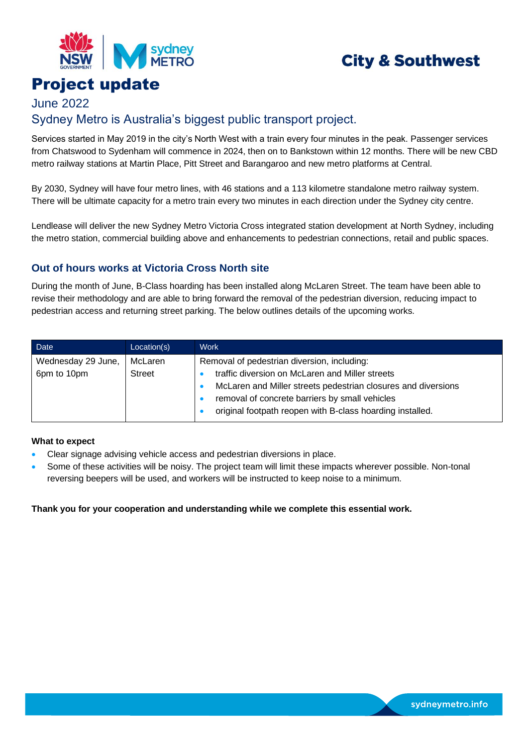City & Southwest

# Project update

June 2022

## Sydney Metro is Australia's biggest public transport project.

Services started in May 2019 in the city's North West with a train every four minutes in the peak. Passenger services from Chatswood to Sydenham will commence in 2024, then on to Bankstown within 12 months. There will be new CBD metro railway stations at Martin Place, Pitt Street and Barangaroo and new metro platforms at Central.

By 2030, Sydney will have four metro lines, with 46 stations and a 113 kilometre standalone metro railway system. There will be ultimate capacity for a metro train every two minutes in each direction under the Sydney city centre.

Lendlease will deliver the new Sydney Metro Victoria Cross integrated station development at North Sydney, including the metro station, commercial building above and enhancements to pedestrian connections, retail and public spaces.

### Out of hours works at Victoria Cross North site

During the month of June, B-Class hoarding has been installed along McLaren Street. The team have been able to revise their methodology and are able to bring forward the removal of the pedestrian diversion, reducing impact to pedestrian access and returning street parking. The below outlines details of the upcoming works.

| Date | Location(s) | Work |
| --- | --- | --- |
| Wednesday 29 June, 6pm to 10pm | McLaren Street | Removal of pedestrian diversion, including:<br>• traffic diversion on McLaren and Miller streets<br>• McLaren and Miller streets pedestrian closures and diversions<br>• removal of concrete barriers by small vehicles<br>• original footpath reopen with B-class hoarding installed. |

**What to expect**

- Clear signage advising vehicle access and pedestrian diversions in place.
- Some of these activities will be noisy. The project team will limit these impacts wherever possible. Non-tonal reversing beepers will be used, and workers will be instructed to keep noise to a minimum.

**Thank you for your cooperation and understanding while we complete this essential work.**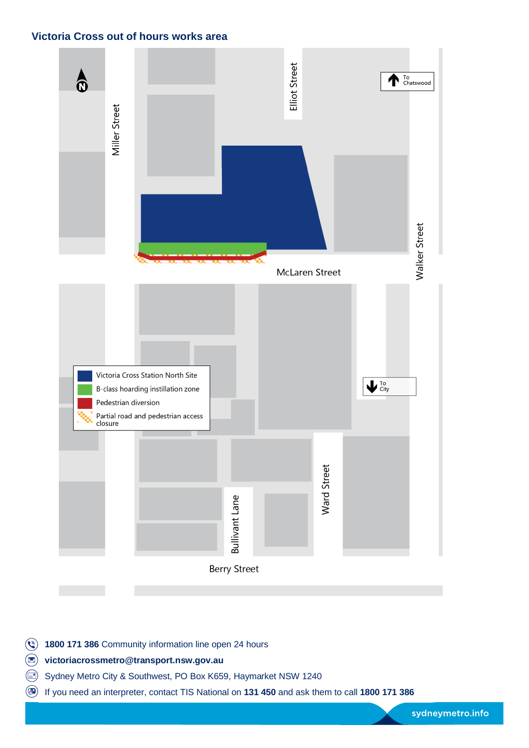## Victoria Cross out of hours works area

Miller Street

Elliot Street

To Chatswood

Walker Street

McLaren Street

Victoria Cross Station North Site

B-class hoarding instillation zone

Pedestrian diversion

Partial road and pedestrian access closure

To City

Ward Street

Bullivant Lane

Berry Street

**1800 171 386** Community information line open 24 hours

**victoriacrossmetro@transport.nsw.gov.au**

Sydney Metro City & Southwest, PO Box K659, Haymarket NSW 1240

If you need an interpreter, contact TIS National on **131 450** and ask them to call **1800 171 386**

sydneymetro.info